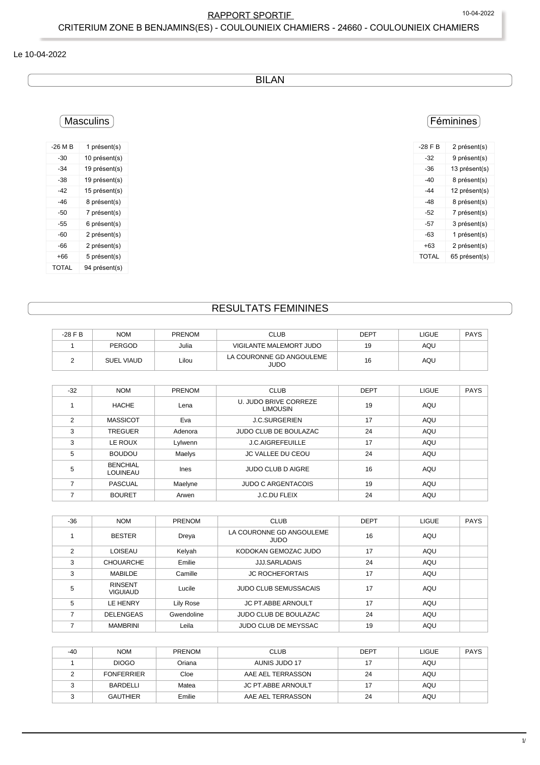RAPPORT SPORTIF

CRITERIUM ZONE B BENJAMINS(ES) - COULOUNIEIX CHAMIERS - 24660 - COULOUNIEIX CHAMIERS

Le 10-04-2022

## BILAN

### Masculins

| -26 M B | 1 présent(s) |
|---|---|
| -30 | 10 présent(s) |
| -34 | 19 présent(s) |
| -38 | 19 présent(s) |
| -42 | 15 présent(s) |
| -46 | 8 présent(s) |
| -50 | 7 présent(s) |
| -55 | 6 présent(s) |
| -60 | 2 présent(s) |
| -66 | 2 présent(s) |
| +66 | 5 présent(s) |
| TOTAL | 94 présent(s) |

### Féminines

| -28 F B | 2 présent(s) |
|---|---|
| -32 | 9 présent(s) |
| -36 | 13 présent(s) |
| -40 | 8 présent(s) |
| -44 | 12 présent(s) |
| -48 | 8 présent(s) |
| -52 | 7 présent(s) |
| -57 | 3 présent(s) |
| -63 | 1 présent(s) |
| +63 | 2 présent(s) |
| TOTAL | 65 présent(s) |

## RESULTATS FEMININES

| -28 F B | NOM | PRENOM | CLUB | DEPT | LIGUE | PAYS |
|---|---|---|---|---|---|---|
| 1 | PERGOD | Julia | VIGILANTE MALEMORT JUDO | 19 | AQU | |
| 2 | SUEL VIAUD | Lilou | LA COURONNE GD ANGOULEME JUDO | 16 | AQU | |

| -32 | NOM | PRENOM | CLUB | DEPT | LIGUE | PAYS |
|---|---|---|---|---|---|---|
| 1 | HACHE | Lena | U. JUDO BRIVE CORREZE LIMOUSIN | 19 | AQU | |
| 2 | MASSICOT | Eva | J.C.SURGERIEN | 17 | AQU | |
| 3 | TREGUER | Adenora | JUDO CLUB DE BOULAZAC | 24 | AQU | |
| 3 | LE ROUX | Lylwenn | J.C.AIGREFEUILLE | 17 | AQU | |
| 5 | BOUDOU | Maelys | JC VALLEE DU CEOU | 24 | AQU | |
| 5 | BENCHIAL LOUINEAU | Ines | JUDO CLUB D AIGRE | 16 | AQU | |
| 7 | PASCUAL | Maelyne | JUDO C ARGENTACOIS | 19 | AQU | |
| 7 | BOURET | Arwen | J.C.DU FLEIX | 24 | AQU | |

| -36 | NOM | PRENOM | CLUB | DEPT | LIGUE | PAYS |
|---|---|---|---|---|---|---|
| 1 | BESTER | Dreya | LA COURONNE GD ANGOULEME JUDO | 16 | AQU | |
| 2 | LOISEAU | Kelyah | KODOKAN GEMOZAC JUDO | 17 | AQU | |
| 3 | CHOUARCHE | Emilie | JJJ.SARLADAIS | 24 | AQU | |
| 3 | MABILDE | Camille | JC ROCHEFORTAIS | 17 | AQU | |
| 5 | RINSENT VIGUIAUD | Lucile | JUDO CLUB SEMUSSACAIS | 17 | AQU | |
| 5 | LE HENRY | Lily Rose | JC PT.ABBE ARNOULT | 17 | AQU | |
| 7 | DELENGEAS | Gwendoline | JUDO CLUB DE BOULAZAC | 24 | AQU | |
| 7 | MAMBRINI | Leila | JUDO CLUB DE MEYSSAC | 19 | AQU | |

| -40 | NOM | PRENOM | CLUB | DEPT | LIGUE | PAYS |
|---|---|---|---|---|---|---|
| 1 | DIOGO | Oriana | AUNIS JUDO 17 | 17 | AQU | |
| 2 | FONFERRIER | Cloe | AAE AEL TERRASSON | 24 | AQU | |
| 3 | BARDELLI | Matea | JC PT.ABBE ARNOULT | 17 | AQU | |
| 3 | GAUTHIER | Emilie | AAE AEL TERRASSON | 24 | AQU | |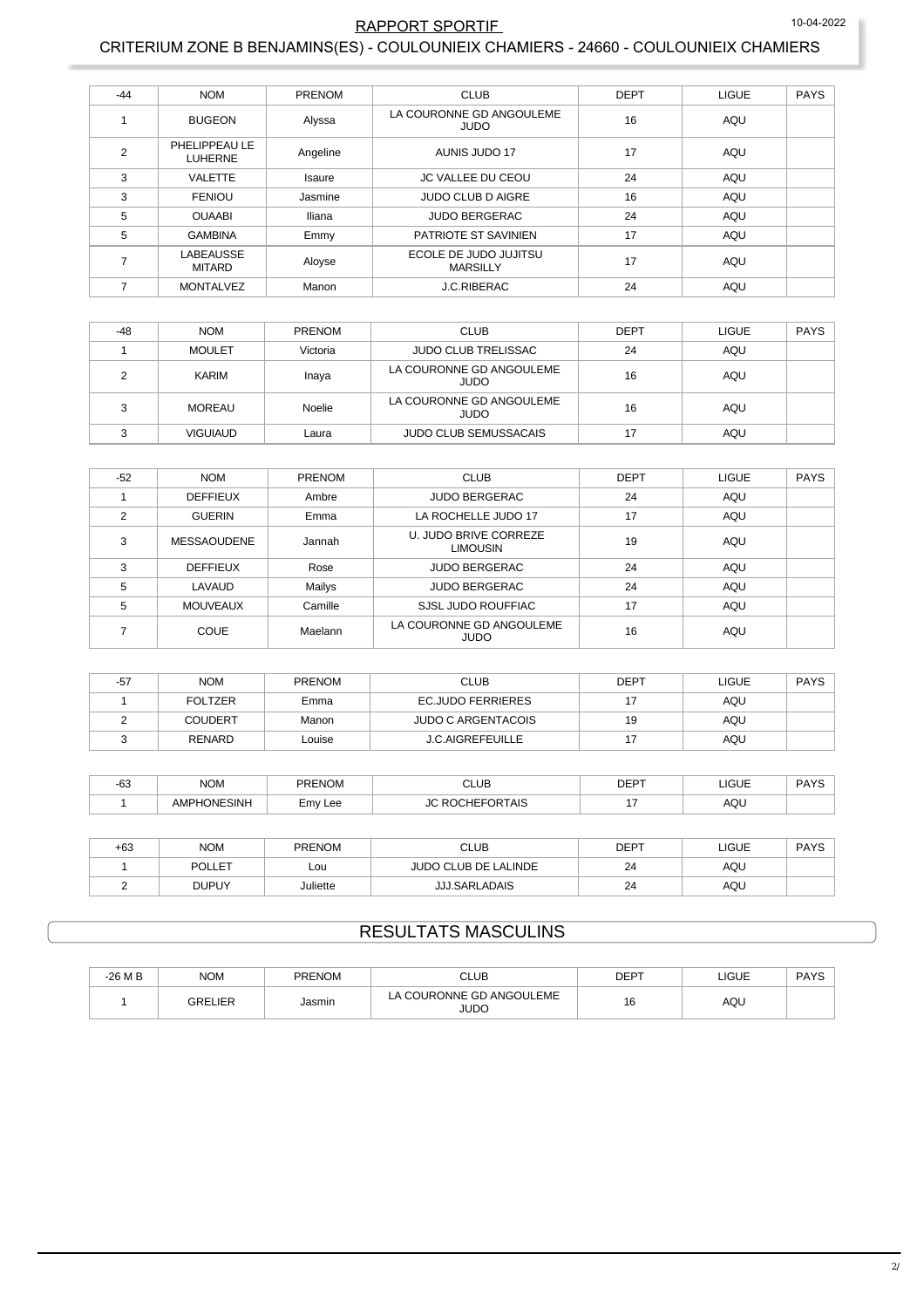## RAPPORT SPORTIF

## CRITERIUM ZONE B BENJAMINS(ES) - COULOUNIEIX CHAMIERS - 24660 - COULOUNIEIX CHAMIERS

| -44 | NOM | PRENOM | CLUB | DEPT | LIGUE | PAYS |
|---|---|---|---|---|---|---|
| 1 | BUGEON | Alyssa | LA COURONNE GD ANGOULEME JUDO | 16 | AQU | |
| 2 | PHELIPPEAU LE LUHERNE | Angeline | AUNIS JUDO 17 | 17 | AQU | |
| 3 | VALETTE | Isaure | JC VALLEE DU CEOU | 24 | AQU | |
| 3 | FENIOU | Jasmine | JUDO CLUB D AIGRE | 16 | AQU | |
| 5 | OUAABI | Iliana | JUDO BERGERAC | 24 | AQU | |
| 5 | GAMBINA | Emmy | PATRIOTE ST SAVINIEN | 17 | AQU | |
| 7 | LABEAUSSE MITARD | Aloyse | ECOLE DE JUDO JUJITSU MARSILLY | 17 | AQU | |
| 7 | MONTALVEZ | Manon | J.C.RIBERAC | 24 | AQU | |

| -48 | NOM | PRENOM | CLUB | DEPT | LIGUE | PAYS |
|---|---|---|---|---|---|---|
| 1 | MOULET | Victoria | JUDO CLUB TRELISSAC | 24 | AQU | |
| 2 | KARIM | Inaya | LA COURONNE GD ANGOULEME JUDO | 16 | AQU | |
| 3 | MOREAU | Noelie | LA COURONNE GD ANGOULEME JUDO | 16 | AQU | |
| 3 | VIGUIAUD | Laura | JUDO CLUB SEMUSSACAIS | 17 | AQU | |

| -52 | NOM | PRENOM | CLUB | DEPT | LIGUE | PAYS |
|---|---|---|---|---|---|---|
| 1 | DEFFIEUX | Ambre | JUDO BERGERAC | 24 | AQU | |
| 2 | GUERIN | Emma | LA ROCHELLE JUDO 17 | 17 | AQU | |
| 3 | MESSAOUDENE | Jannah | U. JUDO BRIVE CORREZE LIMOUSIN | 19 | AQU | |
| 3 | DEFFIEUX | Rose | JUDO BERGERAC | 24 | AQU | |
| 5 | LAVAUD | Mailys | JUDO BERGERAC | 24 | AQU | |
| 5 | MOUVEAUX | Camille | SJSL JUDO ROUFFIAC | 17 | AQU | |
| 7 | COUE | Maelann | LA COURONNE GD ANGOULEME JUDO | 16 | AQU | |

| -57 | NOM | PRENOM | CLUB | DEPT | LIGUE | PAYS |
|---|---|---|---|---|---|---|
| 1 | FOLTZER | Emma | EC.JUDO FERRIERES | 17 | AQU | |
| 2 | COUDERT | Manon | JUDO C ARGENTACOIS | 19 | AQU | |
| 3 | RENARD | Louise | J.C.AIGREFEUILLE | 17 | AQU | |

| -63 | NOM | PRENOM | CLUB | DEPT | LIGUE | PAYS |
|---|---|---|---|---|---|---|
| 1 | AMPHONESINH | Emy Lee | JC ROCHEFORTAIS | 17 | AQU | |

| +63 | NOM | PRENOM | CLUB | DEPT | LIGUE | PAYS |
|---|---|---|---|---|---|---|
| 1 | POLLET | Lou | JUDO CLUB DE LALINDE | 24 | AQU | |
| 2 | DUPUY | Juliette | JJJ.SARLADAIS | 24 | AQU | |

## RESULTATS MASCULINS

| -26 M B | NOM | PRENOM | CLUB | DEPT | LIGUE | PAYS |
|---|---|---|---|---|---|---|
| 1 | GRELIER | Jasmin | LA COURONNE GD ANGOULEME JUDO | 16 | AQU | |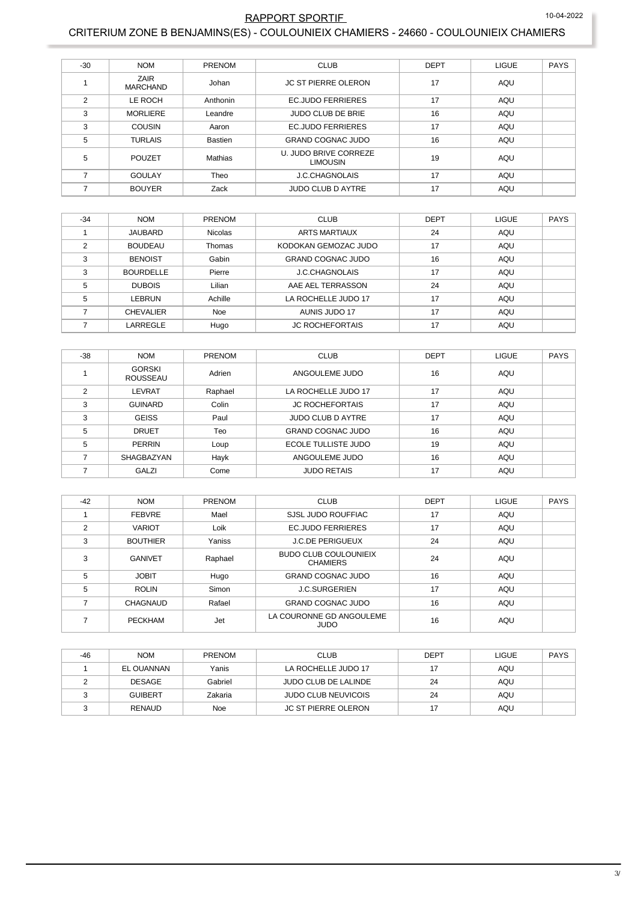## RAPPORT SPORTIF

## CRITERIUM ZONE B BENJAMINS(ES) - COULOUNIEIX CHAMIERS - 24660 - COULOUNIEIX CHAMIERS

10-04-2022

| -30 | NOM | PRENOM | CLUB | DEPT | LIGUE | PAYS |
|---|---|---|---|---|---|---|
| 1 | ZAIR MARCHAND | Johan | JC ST PIERRE OLERON | 17 | AQU | |
| 2 | LE ROCH | Anthonin | EC.JUDO FERRIERES | 17 | AQU | |
| 3 | MORLIERE | Leandre | JUDO CLUB DE BRIE | 16 | AQU | |
| 3 | COUSIN | Aaron | EC.JUDO FERRIERES | 17 | AQU | |
| 5 | TURLAIS | Bastien | GRAND COGNAC JUDO | 16 | AQU | |
| 5 | POUZET | Mathias | U. JUDO BRIVE CORREZE LIMOUSIN | 19 | AQU | |
| 7 | GOULAY | Theo | J.C.CHAGNOLAIS | 17 | AQU | |
| 7 | BOUYER | Zack | JUDO CLUB D AYTRE | 17 | AQU | |

| -34 | NOM | PRENOM | CLUB | DEPT | LIGUE | PAYS |
|---|---|---|---|---|---|---|
| 1 | JAUBARD | Nicolas | ARTS MARTIAUX | 24 | AQU | |
| 2 | BOUDEAU | Thomas | KODOKAN GEMOZAC JUDO | 17 | AQU | |
| 3 | BENOIST | Gabin | GRAND COGNAC JUDO | 16 | AQU | |
| 3 | BOURDELLE | Pierre | J.C.CHAGNOLAIS | 17 | AQU | |
| 5 | DUBOIS | Lilian | AAE AEL TERRASSON | 24 | AQU | |
| 5 | LEBRUN | Achille | LA ROCHELLE JUDO 17 | 17 | AQU | |
| 7 | CHEVALIER | Noe | AUNIS JUDO 17 | 17 | AQU | |
| 7 | LARREGLE | Hugo | JC ROCHEFORTAIS | 17 | AQU | |

| -38 | NOM | PRENOM | CLUB | DEPT | LIGUE | PAYS |
|---|---|---|---|---|---|---|
| 1 | GORSKI ROUSSEAU | Adrien | ANGOULEME JUDO | 16 | AQU | |
| 2 | LEVRAT | Raphael | LA ROCHELLE JUDO 17 | 17 | AQU | |
| 3 | GUINARD | Colin | JC ROCHEFORTAIS | 17 | AQU | |
| 3 | GEISS | Paul | JUDO CLUB D AYTRE | 17 | AQU | |
| 5 | DRUET | Teo | GRAND COGNAC JUDO | 16 | AQU | |
| 5 | PERRIN | Loup | ECOLE TULLISTE JUDO | 19 | AQU | |
| 7 | SHAGBAZYAN | Hayk | ANGOULEME JUDO | 16 | AQU | |
| 7 | GALZI | Come | JUDO RETAIS | 17 | AQU | |

| -42 | NOM | PRENOM | CLUB | DEPT | LIGUE | PAYS |
|---|---|---|---|---|---|---|
| 1 | FEBVRE | Mael | SJSL JUDO ROUFFIAC | 17 | AQU | |
| 2 | VARIOT | Loik | EC.JUDO FERRIERES | 17 | AQU | |
| 3 | BOUTHIER | Yaniss | J.C.DE PERIGUEUX | 24 | AQU | |
| 3 | GANIVET | Raphael | BUDO CLUB COULOUNIEIX CHAMIERS | 24 | AQU | |
| 5 | JOBIT | Hugo | GRAND COGNAC JUDO | 16 | AQU | |
| 5 | ROLIN | Simon | J.C.SURGERIEN | 17 | AQU | |
| 7 | CHAGNAUD | Rafael | GRAND COGNAC JUDO | 16 | AQU | |
| 7 | PECKHAM | Jet | LA COURONNE GD ANGOULEME JUDO | 16 | AQU | |

| -46 | NOM | PRENOM | CLUB | DEPT | LIGUE | PAYS |
|---|---|---|---|---|---|---|
| 1 | EL OUANNAN | Yanis | LA ROCHELLE JUDO 17 | 17 | AQU | |
| 2 | DESAGE | Gabriel | JUDO CLUB DE LALINDE | 24 | AQU | |
| 3 | GUIBERT | Zakaria | JUDO CLUB NEUVICOIS | 24 | AQU | |
| 3 | RENAUD | Noe | JC ST PIERRE OLERON | 17 | AQU | |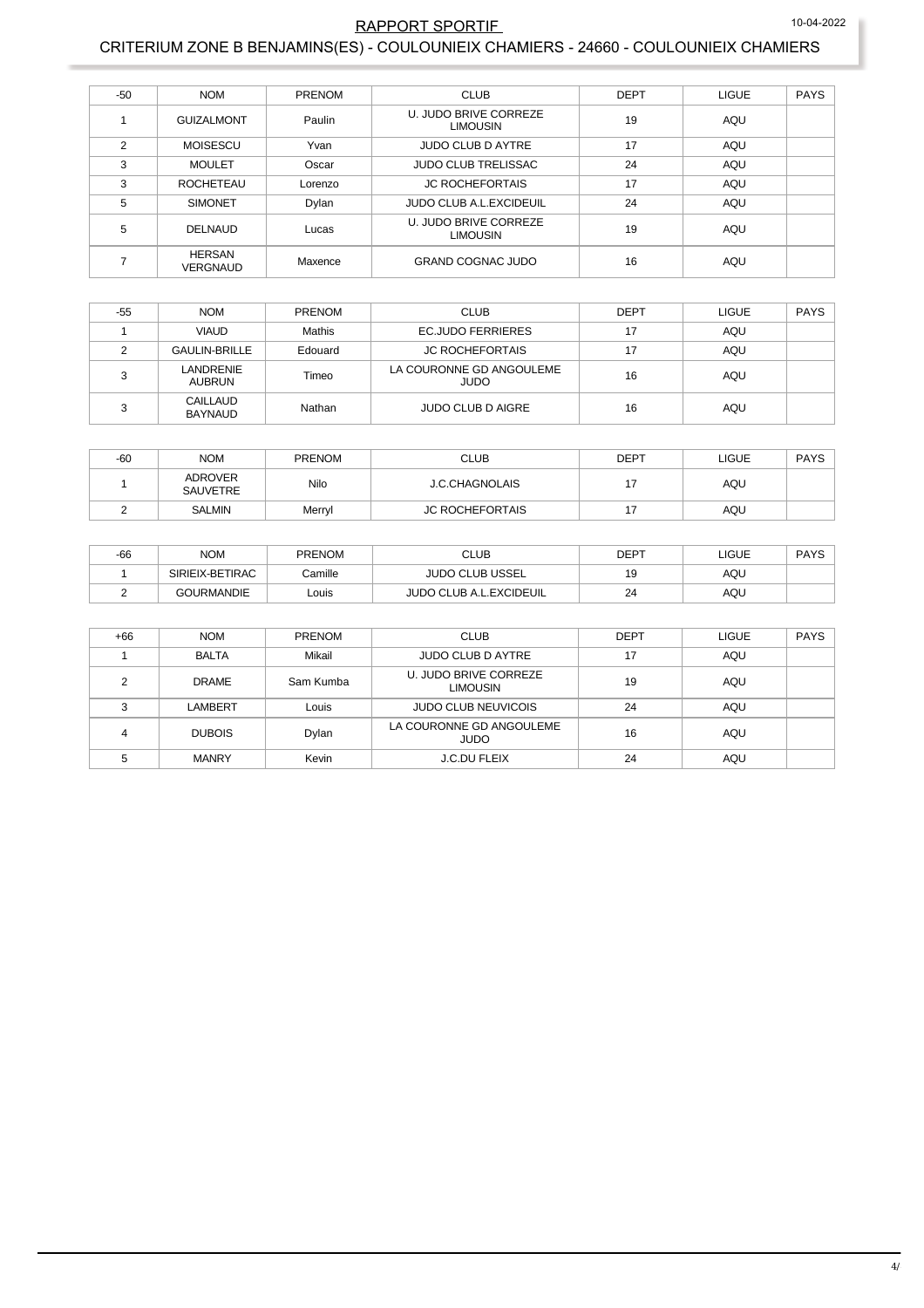RAPPORT SPORTIF

CRITERIUM ZONE B BENJAMINS(ES) - COULOUNIEIX CHAMIERS - 24660 - COULOUNIEIX CHAMIERS

| -50 | NOM | PRENOM | CLUB | DEPT | LIGUE | PAYS |
|---|---|---|---|---|---|---|
| 1 | GUIZALMONT | Paulin | U. JUDO BRIVE CORREZE LIMOUSIN | 19 | AQU | |
| 2 | MOISESCU | Yvan | JUDO CLUB D AYTRE | 17 | AQU | |
| 3 | MOULET | Oscar | JUDO CLUB TRELISSAC | 24 | AQU | |
| 3 | ROCHETEAU | Lorenzo | JC ROCHEFORTAIS | 17 | AQU | |
| 5 | SIMONET | Dylan | JUDO CLUB A.L.EXCIDEUIL | 24 | AQU | |
| 5 | DELNAUD | Lucas | U. JUDO BRIVE CORREZE LIMOUSIN | 19 | AQU | |
| 7 | HERSAN VERGNAUD | Maxence | GRAND COGNAC JUDO | 16 | AQU | |

| -55 | NOM | PRENOM | CLUB | DEPT | LIGUE | PAYS |
|---|---|---|---|---|---|---|
| 1 | VIAUD | Mathis | EC.JUDO FERRIERES | 17 | AQU | |
| 2 | GAULIN-BRILLE | Edouard | JC ROCHEFORTAIS | 17 | AQU | |
| 3 | LANDRENIE AUBRUN | Timeo | LA COURONNE GD ANGOULEME JUDO | 16 | AQU | |
| 3 | CAILLAUD BAYNAUD | Nathan | JUDO CLUB D AIGRE | 16 | AQU | |

| -60 | NOM | PRENOM | CLUB | DEPT | LIGUE | PAYS |
|---|---|---|---|---|---|---|
| 1 | ADROVER SAUVETRE | Nilo | J.C.CHAGNOLAIS | 17 | AQU | |
| 2 | SALMIN | Merryl | JC ROCHEFORTAIS | 17 | AQU | |

| -66 | NOM | PRENOM | CLUB | DEPT | LIGUE | PAYS |
|---|---|---|---|---|---|---|
| 1 | SIRIEIX-BETIRAC | Camille | JUDO CLUB USSEL | 19 | AQU | |
| 2 | GOURMANDIE | Louis | JUDO CLUB A.L.EXCIDEUIL | 24 | AQU | |

| +66 | NOM | PRENOM | CLUB | DEPT | LIGUE | PAYS |
|---|---|---|---|---|---|---|
| 1 | BALTA | Mikail | JUDO CLUB D AYTRE | 17 | AQU | |
| 2 | DRAME | Sam Kumba | U. JUDO BRIVE CORREZE LIMOUSIN | 19 | AQU | |
| 3 | LAMBERT | Louis | JUDO CLUB NEUVICOIS | 24 | AQU | |
| 4 | DUBOIS | Dylan | LA COURONNE GD ANGOULEME JUDO | 16 | AQU | |
| 5 | MANRY | Kevin | J.C.DU FLEIX | 24 | AQU | |